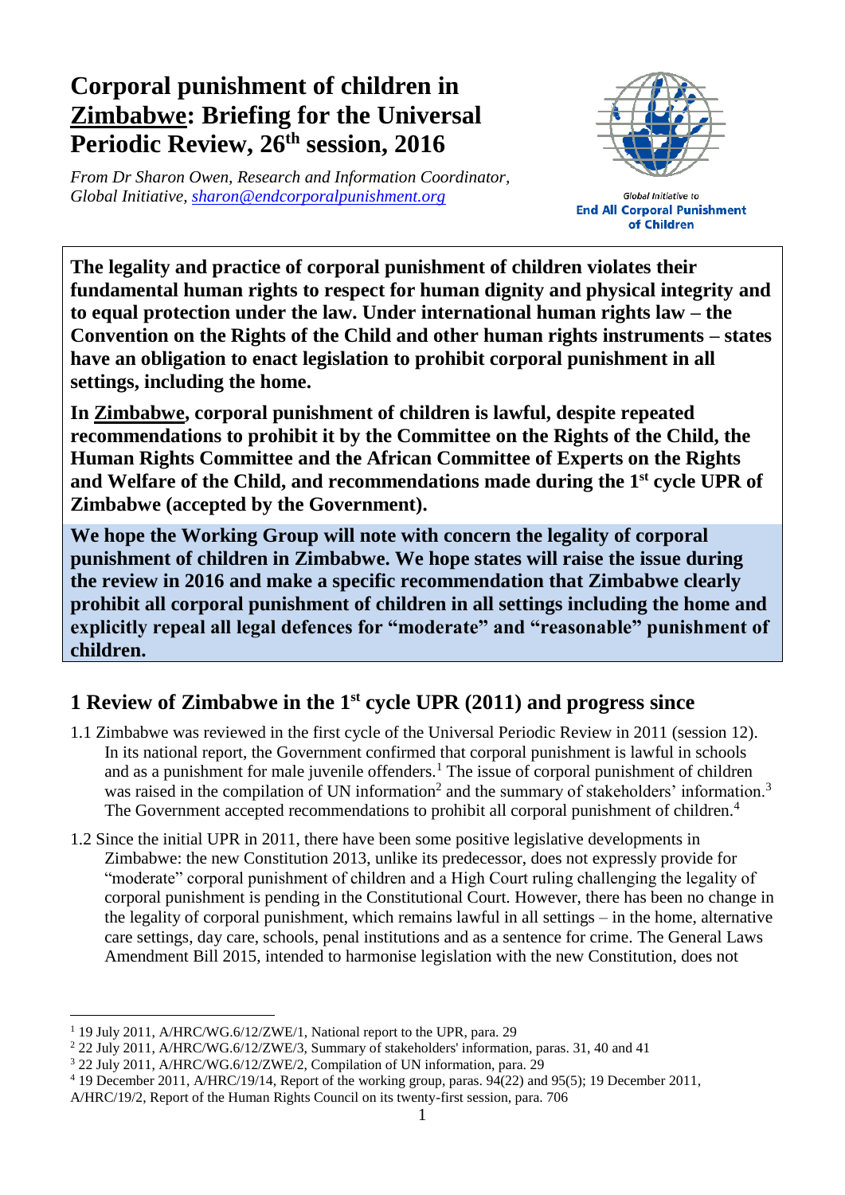# Corporal punishment of children in Zimbabwe: Briefing for the Universal Periodic Review, 26th session, 2016

*From Dr Sharon Owen, Research and Information Coordinator, Global Initiative, sharon@endcorporalpunishment.org*

Global Initiative to **End All Corporal Punishment of Children**

**The legality and practice of corporal punishment of children violates their fundamental human rights to respect for human dignity and physical integrity and to equal protection under the law. Under international human rights law – the Convention on the Rights of the Child and other human rights instruments – states have an obligation to enact legislation to prohibit corporal punishment in all settings, including the home.**

**In Zimbabwe, corporal punishment of children is lawful, despite repeated recommendations to prohibit it by the Committee on the Rights of the Child, the Human Rights Committee and the African Committee of Experts on the Rights and Welfare of the Child, and recommendations made during the 1st cycle UPR of Zimbabwe (accepted by the Government).**

**We hope the Working Group will note with concern the legality of corporal punishment of children in Zimbabwe. We hope states will raise the issue during the review in 2016 and make a specific recommendation that Zimbabwe clearly prohibit all corporal punishment of children in all settings including the home and explicitly repeal all legal defences for "moderate" and "reasonable" punishment of children.**

## 1 Review of Zimbabwe in the 1st cycle UPR (2011) and progress since

1.1 Zimbabwe was reviewed in the first cycle of the Universal Periodic Review in 2011 (session 12). In its national report, the Government confirmed that corporal punishment is lawful in schools and as a punishment for male juvenile offenders.[1] The issue of corporal punishment of children was raised in the compilation of UN information[2] and the summary of stakeholders' information.[3] The Government accepted recommendations to prohibit all corporal punishment of children.[4]

1.2 Since the initial UPR in 2011, there have been some positive legislative developments in Zimbabwe: the new Constitution 2013, unlike its predecessor, does not expressly provide for "moderate" corporal punishment of children and a High Court ruling challenging the legality of corporal punishment is pending in the Constitutional Court. However, there has been no change in the legality of corporal punishment, which remains lawful in all settings – in the home, alternative care settings, day care, schools, penal institutions and as a sentence for crime. The General Laws Amendment Bill 2015, intended to harmonise legislation with the new Constitution, does not

---

[1] 19 July 2011, A/HRC/WG.6/12/ZWE/1, National report to the UPR, para. 29

[2] 22 July 2011, A/HRC/WG.6/12/ZWE/3, Summary of stakeholders' information, paras. 31, 40 and 41

[3] 22 July 2011, A/HRC/WG.6/12/ZWE/2, Compilation of UN information, para. 29

[4] 19 December 2011, A/HRC/19/14, Report of the working group, paras. 94(22) and 95(5); 19 December 2011, A/HRC/19/2, Report of the Human Rights Council on its twenty-first session, para. 706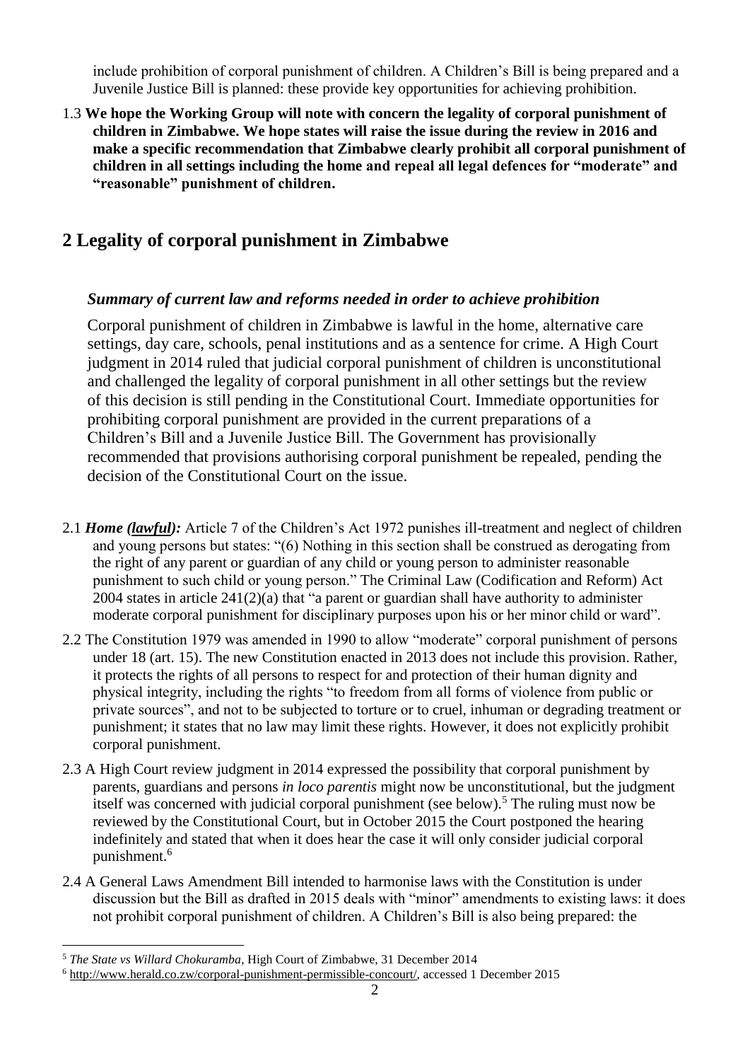include prohibition of corporal punishment of children. A Children's Bill is being prepared and a Juvenile Justice Bill is planned: these provide key opportunities for achieving prohibition.

1.3 **We hope the Working Group will note with concern the legality of corporal punishment of children in Zimbabwe. We hope states will raise the issue during the review in 2016 and make a specific recommendation that Zimbabwe clearly prohibit all corporal punishment of children in all settings including the home and repeal all legal defences for "moderate" and "reasonable" punishment of children.**

## 2 Legality of corporal punishment in Zimbabwe

### *Summary of current law and reforms needed in order to achieve prohibition*

Corporal punishment of children in Zimbabwe is lawful in the home, alternative care settings, day care, schools, penal institutions and as a sentence for crime. A High Court judgment in 2014 ruled that judicial corporal punishment of children is unconstitutional and challenged the legality of corporal punishment in all other settings but the review of this decision is still pending in the Constitutional Court. Immediate opportunities for prohibiting corporal punishment are provided in the current preparations of a Children's Bill and a Juvenile Justice Bill. The Government has provisionally recommended that provisions authorising corporal punishment be repealed, pending the decision of the Constitutional Court on the issue.

2.1 ***Home (lawful):*** Article 7 of the Children's Act 1972 punishes ill-treatment and neglect of children and young persons but states: "(6) Nothing in this section shall be construed as derogating from the right of any parent or guardian of any child or young person to administer reasonable punishment to such child or young person." The Criminal Law (Codification and Reform) Act 2004 states in article 241(2)(a) that "a parent or guardian shall have authority to administer moderate corporal punishment for disciplinary purposes upon his or her minor child or ward".

2.2 The Constitution 1979 was amended in 1990 to allow "moderate" corporal punishment of persons under 18 (art. 15). The new Constitution enacted in 2013 does not include this provision. Rather, it protects the rights of all persons to respect for and protection of their human dignity and physical integrity, including the rights "to freedom from all forms of violence from public or private sources", and not to be subjected to torture or to cruel, inhuman or degrading treatment or punishment; it states that no law may limit these rights. However, it does not explicitly prohibit corporal punishment.

2.3 A High Court review judgment in 2014 expressed the possibility that corporal punishment by parents, guardians and persons *in loco parentis* might now be unconstitutional, but the judgment itself was concerned with judicial corporal punishment (see below).[5] The ruling must now be reviewed by the Constitutional Court, but in October 2015 the Court postponed the hearing indefinitely and stated that when it does hear the case it will only consider judicial corporal punishment.[6]

2.4 A General Laws Amendment Bill intended to harmonise laws with the Constitution is under discussion but the Bill as drafted in 2015 deals with "minor" amendments to existing laws: it does not prohibit corporal punishment of children. A Children's Bill is also being prepared: the

---

[5] *The State vs Willard Chokuramba*, High Court of Zimbabwe, 31 December 2014

[6] http://www.herald.co.zw/corporal-punishment-permissible-concourt/, accessed 1 December 2015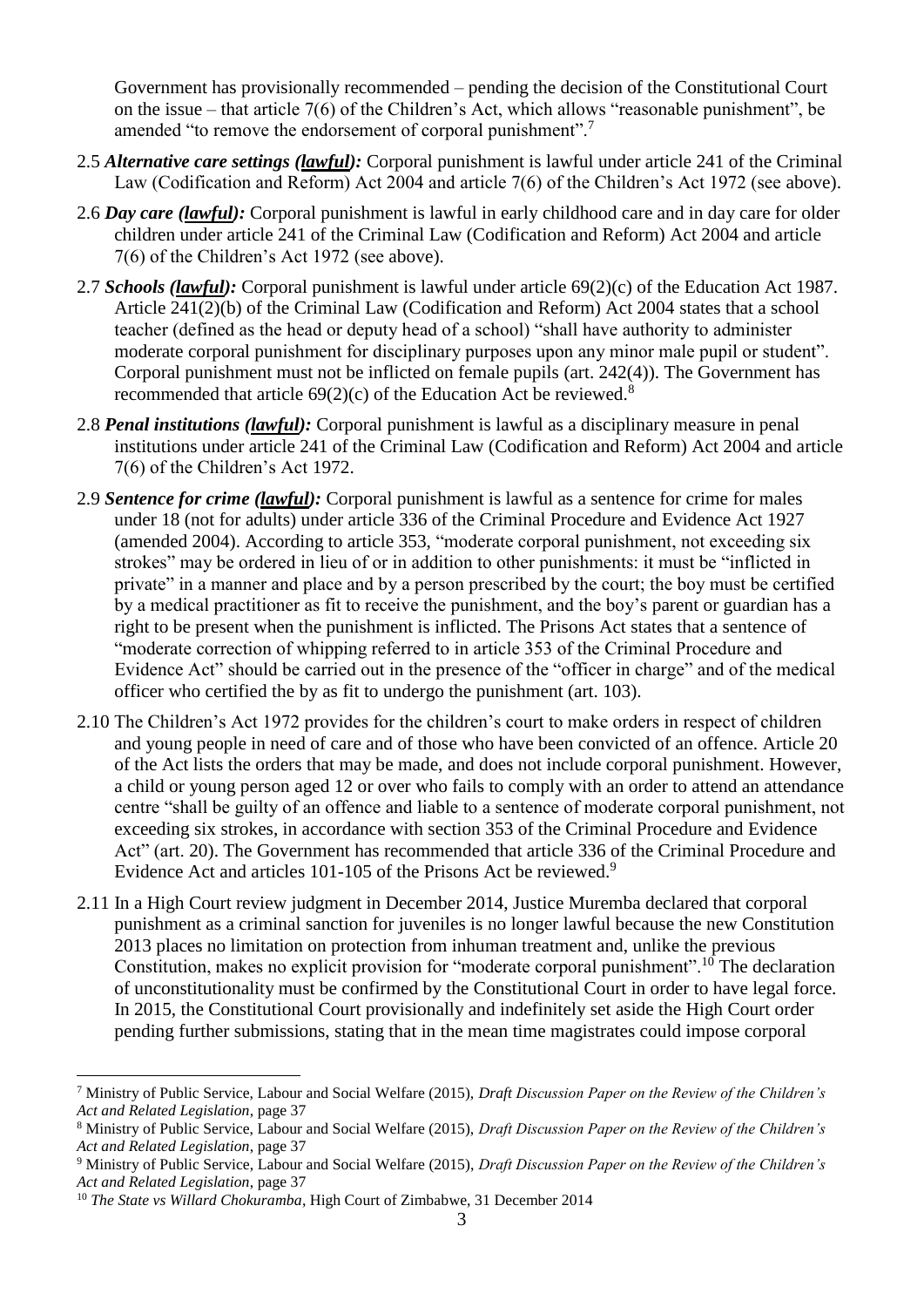Government has provisionally recommended – pending the decision of the Constitutional Court on the issue – that article 7(6) of the Children's Act, which allows "reasonable punishment", be amended "to remove the endorsement of corporal punishment".[7]

2.5 ***Alternative care settings (lawful):*** Corporal punishment is lawful under article 241 of the Criminal Law (Codification and Reform) Act 2004 and article 7(6) of the Children's Act 1972 (see above).

2.6 ***Day care (lawful):*** Corporal punishment is lawful in early childhood care and in day care for older children under article 241 of the Criminal Law (Codification and Reform) Act 2004 and article 7(6) of the Children's Act 1972 (see above).

2.7 ***Schools (lawful):*** Corporal punishment is lawful under article 69(2)(c) of the Education Act 1987. Article 241(2)(b) of the Criminal Law (Codification and Reform) Act 2004 states that a school teacher (defined as the head or deputy head of a school) "shall have authority to administer moderate corporal punishment for disciplinary purposes upon any minor male pupil or student". Corporal punishment must not be inflicted on female pupils (art. 242(4)). The Government has recommended that article 69(2)(c) of the Education Act be reviewed.[8]

2.8 ***Penal institutions (lawful):*** Corporal punishment is lawful as a disciplinary measure in penal institutions under article 241 of the Criminal Law (Codification and Reform) Act 2004 and article 7(6) of the Children's Act 1972.

2.9 ***Sentence for crime (lawful):*** Corporal punishment is lawful as a sentence for crime for males under 18 (not for adults) under article 336 of the Criminal Procedure and Evidence Act 1927 (amended 2004). According to article 353, "moderate corporal punishment, not exceeding six strokes" may be ordered in lieu of or in addition to other punishments: it must be "inflicted in private" in a manner and place and by a person prescribed by the court; the boy must be certified by a medical practitioner as fit to receive the punishment, and the boy's parent or guardian has a right to be present when the punishment is inflicted. The Prisons Act states that a sentence of "moderate correction of whipping referred to in article 353 of the Criminal Procedure and Evidence Act" should be carried out in the presence of the "officer in charge" and of the medical officer who certified the by as fit to undergo the punishment (art. 103).

2.10 The Children's Act 1972 provides for the children's court to make orders in respect of children and young people in need of care and of those who have been convicted of an offence. Article 20 of the Act lists the orders that may be made, and does not include corporal punishment. However, a child or young person aged 12 or over who fails to comply with an order to attend an attendance centre "shall be guilty of an offence and liable to a sentence of moderate corporal punishment, not exceeding six strokes, in accordance with section 353 of the Criminal Procedure and Evidence Act" (art. 20). The Government has recommended that article 336 of the Criminal Procedure and Evidence Act and articles 101-105 of the Prisons Act be reviewed.[9]

2.11 In a High Court review judgment in December 2014, Justice Muremba declared that corporal punishment as a criminal sanction for juveniles is no longer lawful because the new Constitution 2013 places no limitation on protection from inhuman treatment and, unlike the previous Constitution, makes no explicit provision for "moderate corporal punishment".[10] The declaration of unconstitutionality must be confirmed by the Constitutional Court in order to have legal force. In 2015, the Constitutional Court provisionally and indefinitely set aside the High Court order pending further submissions, stating that in the mean time magistrates could impose corporal

---

[7] Ministry of Public Service, Labour and Social Welfare (2015), *Draft Discussion Paper on the Review of the Children's Act and Related Legislation*, page 37

[8] Ministry of Public Service, Labour and Social Welfare (2015), *Draft Discussion Paper on the Review of the Children's Act and Related Legislation*, page 37

[9] Ministry of Public Service, Labour and Social Welfare (2015), *Draft Discussion Paper on the Review of the Children's Act and Related Legislation*, page 37

[10] *The State vs Willard Chokuramba*, High Court of Zimbabwe, 31 December 2014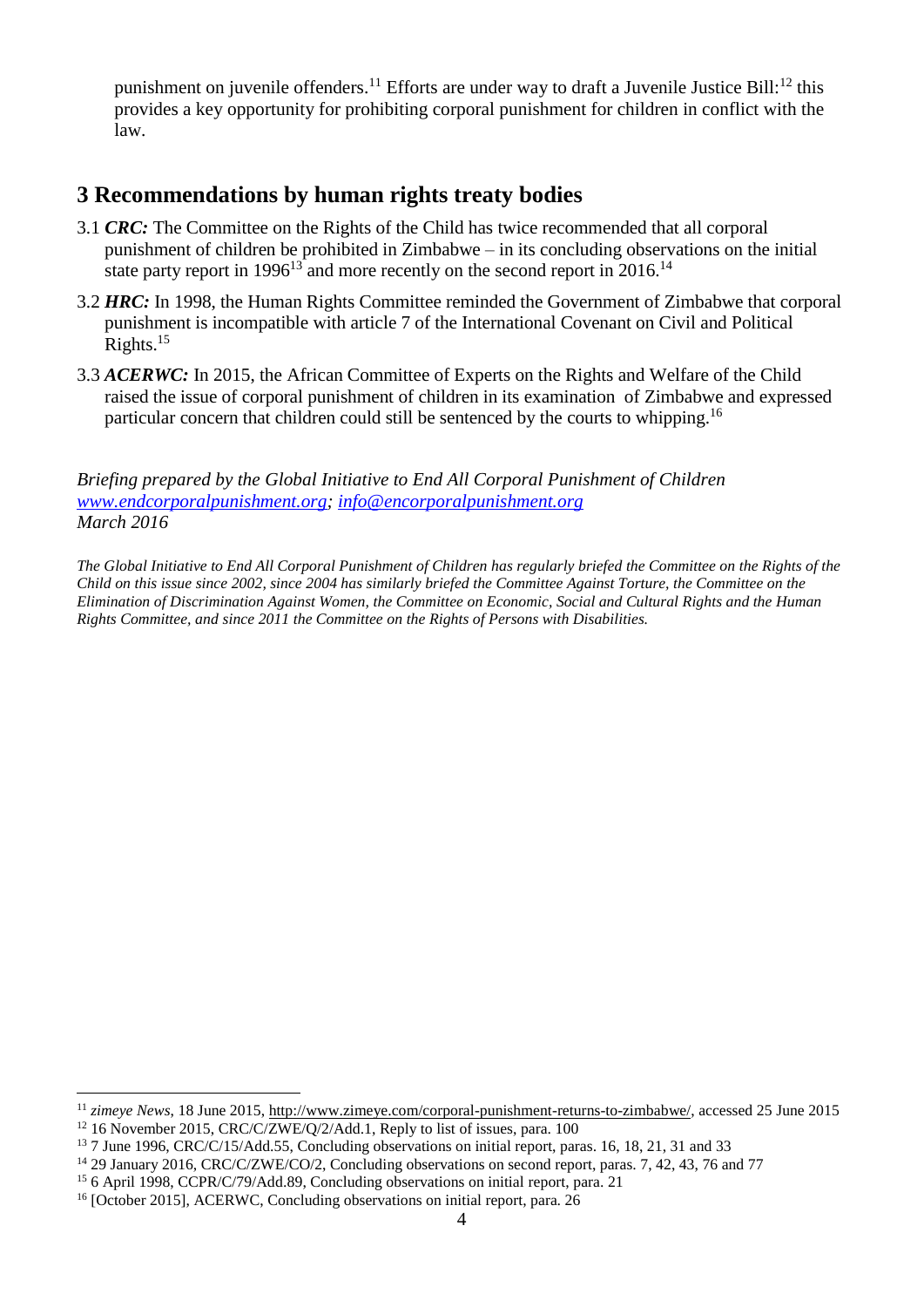punishment on juvenile offenders.[11] Efforts are under way to draft a Juvenile Justice Bill:[12] this provides a key opportunity for prohibiting corporal punishment for children in conflict with the law.

## 3 Recommendations by human rights treaty bodies

3.1 ***CRC:*** The Committee on the Rights of the Child has twice recommended that all corporal punishment of children be prohibited in Zimbabwe – in its concluding observations on the initial state party report in 1996[13] and more recently on the second report in 2016.[14]

3.2 ***HRC:*** In 1998, the Human Rights Committee reminded the Government of Zimbabwe that corporal punishment is incompatible with article 7 of the International Covenant on Civil and Political Rights.[15]

3.3 ***ACERWC:*** In 2015, the African Committee of Experts on the Rights and Welfare of the Child raised the issue of corporal punishment of children in its examination of Zimbabwe and expressed particular concern that children could still be sentenced by the courts to whipping.[16]

*Briefing prepared by the Global Initiative to End All Corporal Punishment of Children*
*www.endcorporalpunishment.org; info@encorporalpunishment.org*
*March 2016*

*The Global Initiative to End All Corporal Punishment of Children has regularly briefed the Committee on the Rights of the Child on this issue since 2002, since 2004 has similarly briefed the Committee Against Torture, the Committee on the Elimination of Discrimination Against Women, the Committee on Economic, Social and Cultural Rights and the Human Rights Committee, and since 2011 the Committee on the Rights of Persons with Disabilities.*

---

[11] *zimeye News*, 18 June 2015, http://www.zimeye.com/corporal-punishment-returns-to-zimbabwe/, accessed 25 June 2015

[12] 16 November 2015, CRC/C/ZWE/Q/2/Add.1, Reply to list of issues, para. 100

[13] 7 June 1996, CRC/C/15/Add.55, Concluding observations on initial report, paras. 16, 18, 21, 31 and 33

[14] 29 January 2016, CRC/C/ZWE/CO/2, Concluding observations on second report, paras. 7, 42, 43, 76 and 77

[15] 6 April 1998, CCPR/C/79/Add.89, Concluding observations on initial report, para. 21

[16] [October 2015], ACERWC, Concluding observations on initial report, para. 26